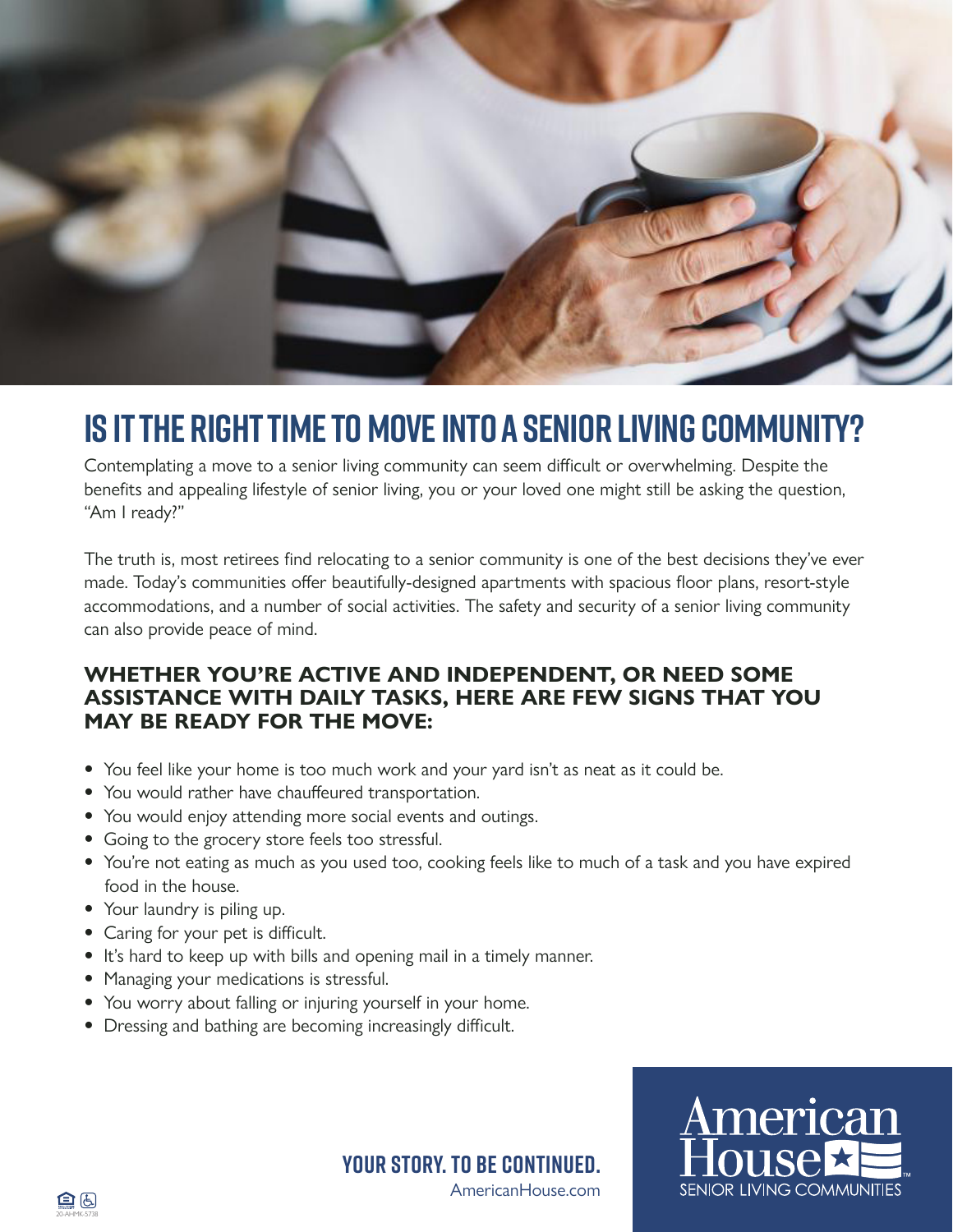# IS IT THE RIGHT TIME TO MOVE INTO A SENIOR LIVING COMMUNITY?

Contemplating a move to a senior living community can seem difficult or overwhelming. Despite the benefits and appealing lifestyle of senior living, you or your loved one might still be asking the question, "Am I ready?"

The truth is, most retirees find relocating to a senior community is one of the best decisions they've ever made. Today's communities offer beautifully-designed apartments with spacious floor plans, resort-style accommodations, and a number of social activities. The safety and security of a senior living community can also provide peace of mind.

## WHETHER YOU'RE ACTIVE AND INDEPENDENT, OR NEED SOME ASSISTANCE WITH DAILY TASKS, HERE ARE FEW SIGNS THAT YOU MAY BE READY FOR THE MOVE:

- You feel like your home is too much work and your yard isn't as neat as it could be.
- You would rather have chauffeured transportation.
- You would enjoy attending more social events and outings.
- Going to the grocery store feels too stressful.
- You're not eating as much as you used too, cooking feels like to much of a task and you have expired food in the house.
- Your laundry is piling up.
- Caring for your pet is difficult.
- It's hard to keep up with bills and opening mail in a timely manner.
- Managing your medications is stressful.
- You worry about falling or injuring yourself in your home.
- Dressing and bathing are becoming increasingly difficult.

**YOUR STORY. TO BE CONTINUED.**

AmericanHouse.com

American House SENIOR LIVING COMMUNITIES

20-AHMK-5738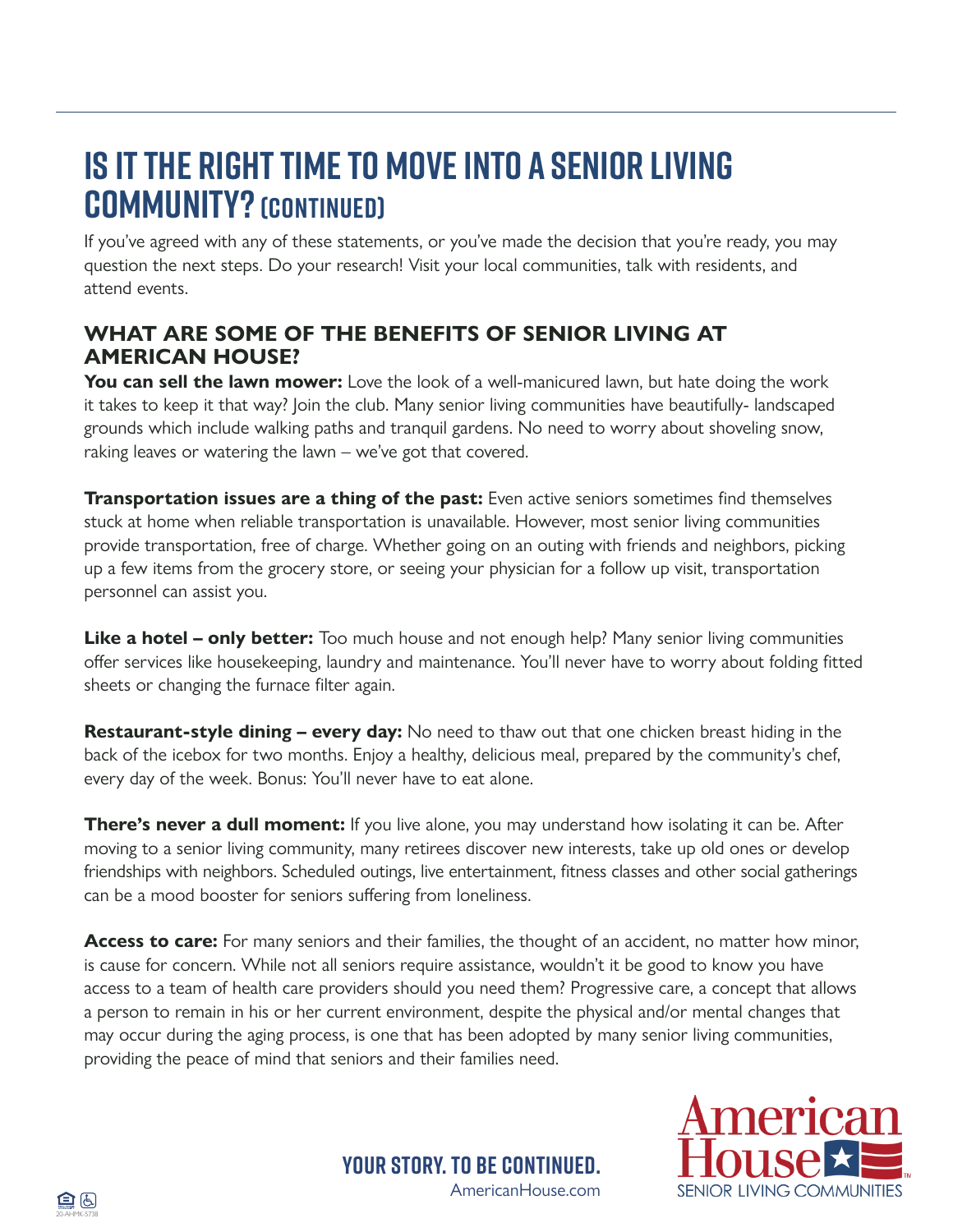# IS IT THE RIGHT TIME TO MOVE INTO A SENIOR LIVING COMMUNITY? (CONTINUED)

If you've agreed with any of these statements, or you've made the decision that you're ready, you may question the next steps. Do your research! Visit your local communities, talk with residents, and attend events.

## WHAT ARE SOME OF THE BENEFITS OF SENIOR LIVING AT AMERICAN HOUSE?

**You can sell the lawn mower:** Love the look of a well-manicured lawn, but hate doing the work it takes to keep it that way? Join the club. Many senior living communities have beautifully- landscaped grounds which include walking paths and tranquil gardens. No need to worry about shoveling snow, raking leaves or watering the lawn – we've got that covered.

**Transportation issues are a thing of the past:** Even active seniors sometimes find themselves stuck at home when reliable transportation is unavailable. However, most senior living communities provide transportation, free of charge. Whether going on an outing with friends and neighbors, picking up a few items from the grocery store, or seeing your physician for a follow up visit, transportation personnel can assist you.

**Like a hotel – only better:** Too much house and not enough help? Many senior living communities offer services like housekeeping, laundry and maintenance. You'll never have to worry about folding fitted sheets or changing the furnace filter again.

**Restaurant-style dining – every day:** No need to thaw out that one chicken breast hiding in the back of the icebox for two months. Enjoy a healthy, delicious meal, prepared by the community's chef, every day of the week. Bonus: You'll never have to eat alone.

**There's never a dull moment:** If you live alone, you may understand how isolating it can be. After moving to a senior living community, many retirees discover new interests, take up old ones or develop friendships with neighbors. Scheduled outings, live entertainment, fitness classes and other social gatherings can be a mood booster for seniors suffering from loneliness.

**Access to care:** For many seniors and their families, the thought of an accident, no matter how minor, is cause for concern. While not all seniors require assistance, wouldn't it be good to know you have access to a team of health care providers should you need them? Progressive care, a concept that allows a person to remain in his or her current environment, despite the physical and/or mental changes that may occur during the aging process, is one that has been adopted by many senior living communities, providing the peace of mind that seniors and their families need.

**YOUR STORY. TO BE CONTINUED.**
AmericanHouse.com

American House SENIOR LIVING COMMUNITIES

20-AHMK-5738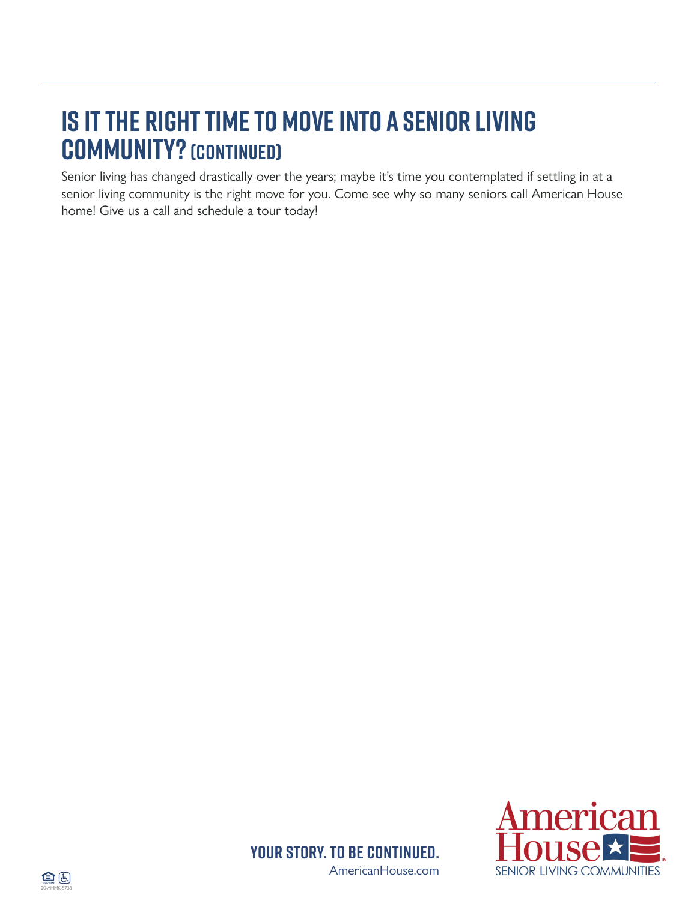# IS IT THE RIGHT TIME TO MOVE INTO A SENIOR LIVING COMMUNITY? (CONTINUED)

Senior living has changed drastically over the years; maybe it's time you contemplated if settling in at a senior living community is the right move for you. Come see why so many seniors call American House home! Give us a call and schedule a tour today!

**YOUR STORY. TO BE CONTINUED.**

AmericanHouse.com

American House
SENIOR LIVING COMMUNITIES

20-AHMK-5738